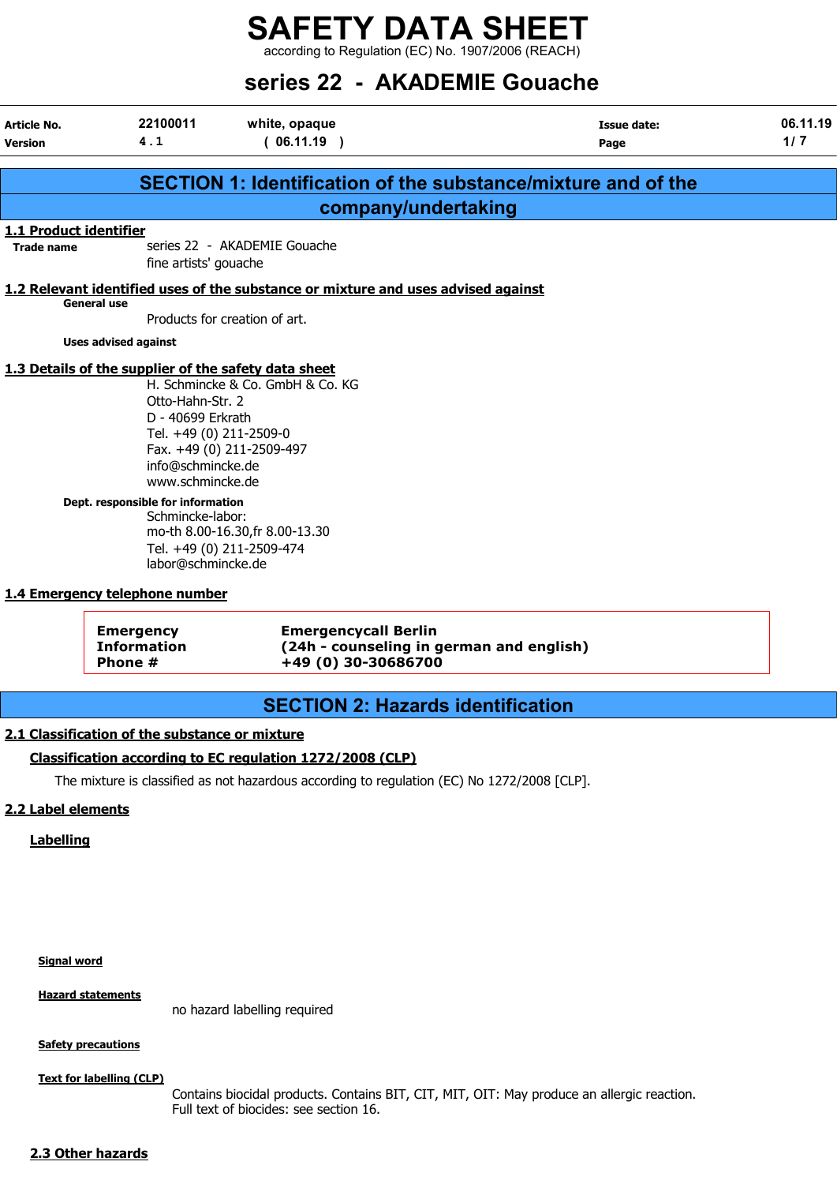# SAFETY DATA SHEET

according to Regulation (EC) No. 1907/2006 (REACH)

# series 22 - AKADEMIE Gouache

| Article No. | 22100011 | white, opaque | Issue date: | 06.11.19 |
|---|---|---|---|---|
| Version | 4 . 1 | ( 06.11.19 ) | Page | 1/ 7 |

## SECTION 1: Identification of the substance/mixture and of the company/undertaking

### 1.1 Product identifier

**Trade name** series 22 - AKADEMIE Gouache
fine artists' gouache

### 1.2 Relevant identified uses of the substance or mixture and uses advised against

**General use**

Products for creation of art.

**Uses advised against**

### 1.3 Details of the supplier of the safety data sheet

H. Schmincke & Co. GmbH & Co. KG
Otto-Hahn-Str. 2
D - 40699 Erkrath
Tel. +49 (0) 211-2509-0
Fax. +49 (0) 211-2509-497
info@schmincke.de
www.schmincke.de

**Dept. responsible for information**

Schmincke-labor:
mo-th 8.00-16.30,fr 8.00-13.30
Tel. +49 (0) 211-2509-474
labor@schmincke.de

### 1.4 Emergency telephone number

| Emergency Information Phone # | Emergencycall Berlin (24h - counseling in german and english) +49 (0) 30-30686700 |
|---|---|

## SECTION 2: Hazards identification

### 2.1 Classification of the substance or mixture

#### Classification according to EC regulation 1272/2008 (CLP)

The mixture is classified as not hazardous according to regulation (EC) No 1272/2008 [CLP].

### 2.2 Label elements

#### Labelling

**Signal word**

**Hazard statements**

no hazard labelling required

**Safety precautions**

**Text for labelling (CLP)**

Contains biocidal products. Contains BIT, CIT, MIT, OIT: May produce an allergic reaction.
Full text of biocides: see section 16.

### 2.3 Other hazards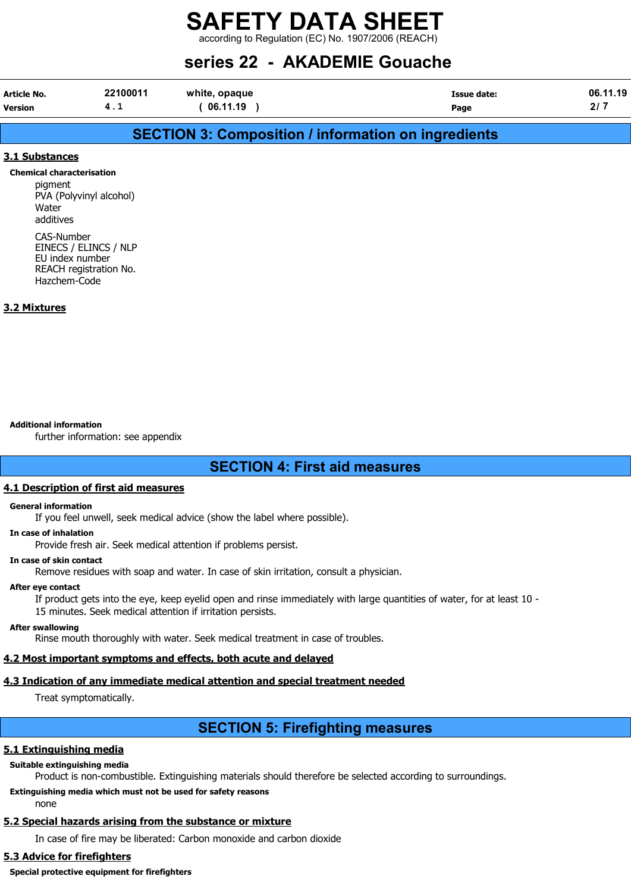## SECTION 3: Composition / information on ingredients

### 3.1 Substances

**Chemical characterisation**

pigment
PVA (Polyvinyl alcohol)
Water
additives

CAS-Number
EINECS / ELINCS / NLP
EU index number
REACH registration No.
Hazchem-Code

### 3.2 Mixtures

**Additional information**

further information: see appendix

## SECTION 4: First aid measures

### 4.1 Description of first aid measures

**General information**

If you feel unwell, seek medical advice (show the label where possible).

**In case of inhalation**

Provide fresh air. Seek medical attention if problems persist.

**In case of skin contact**

Remove residues with soap and water. In case of skin irritation, consult a physician.

**After eye contact**

If product gets into the eye, keep eyelid open and rinse immediately with large quantities of water, for at least 10 - 15 minutes. Seek medical attention if irritation persists.

**After swallowing**

Rinse mouth thoroughly with water. Seek medical treatment in case of troubles.

### 4.2 Most important symptoms and effects, both acute and delayed

### 4.3 Indication of any immediate medical attention and special treatment needed

Treat symptomatically.

## SECTION 5: Firefighting measures

### 5.1 Extinguishing media

**Suitable extinguishing media**

Product is non-combustible. Extinguishing materials should therefore be selected according to surroundings.

**Extinguishing media which must not be used for safety reasons**

none

### 5.2 Special hazards arising from the substance or mixture

In case of fire may be liberated: Carbon monoxide and carbon dioxide

### 5.3 Advice for firefighters

**Special protective equipment for firefighters**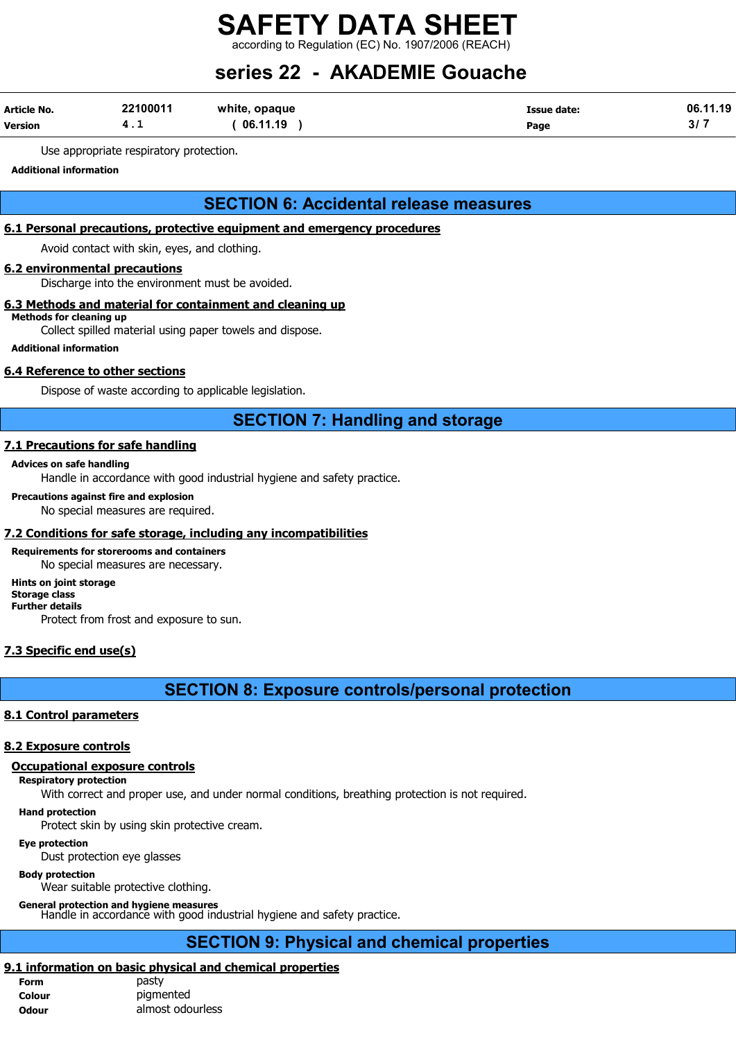Use appropriate respiratory protection.

**Additional information**

## SECTION 6: Accidental release measures

### 6.1 Personal precautions, protective equipment and emergency procedures

Avoid contact with skin, eyes, and clothing.

### 6.2 environmental precautions

Discharge into the environment must be avoided.

### 6.3 Methods and material for containment and cleaning up

**Methods for cleaning up**

Collect spilled material using paper towels and dispose.

**Additional information**

### 6.4 Reference to other sections

Dispose of waste according to applicable legislation.

## SECTION 7: Handling and storage

### 7.1 Precautions for safe handling

**Advices on safe handling**

Handle in accordance with good industrial hygiene and safety practice.

**Precautions against fire and explosion**

No special measures are required.

### 7.2 Conditions for safe storage, including any incompatibilities

**Requirements for storerooms and containers**

No special measures are necessary.

**Hints on joint storage**

**Storage class**

**Further details**

Protect from frost and exposure to sun.

### 7.3 Specific end use(s)

## SECTION 8: Exposure controls/personal protection

### 8.1 Control parameters

### 8.2 Exposure controls

#### Occupational exposure controls

**Respiratory protection**

With correct and proper use, and under normal conditions, breathing protection is not required.

**Hand protection**

Protect skin by using skin protective cream.

**Eye protection**

Dust protection eye glasses

**Body protection**

Wear suitable protective clothing.

**General protection and hygiene measures**

Handle in accordance with good industrial hygiene and safety practice.

## SECTION 9: Physical and chemical properties

### 9.1 information on basic physical and chemical properties

| | |
|---|---|
| **Form** | pasty |
| **Colour** | pigmented |
| **Odour** | almost odourless |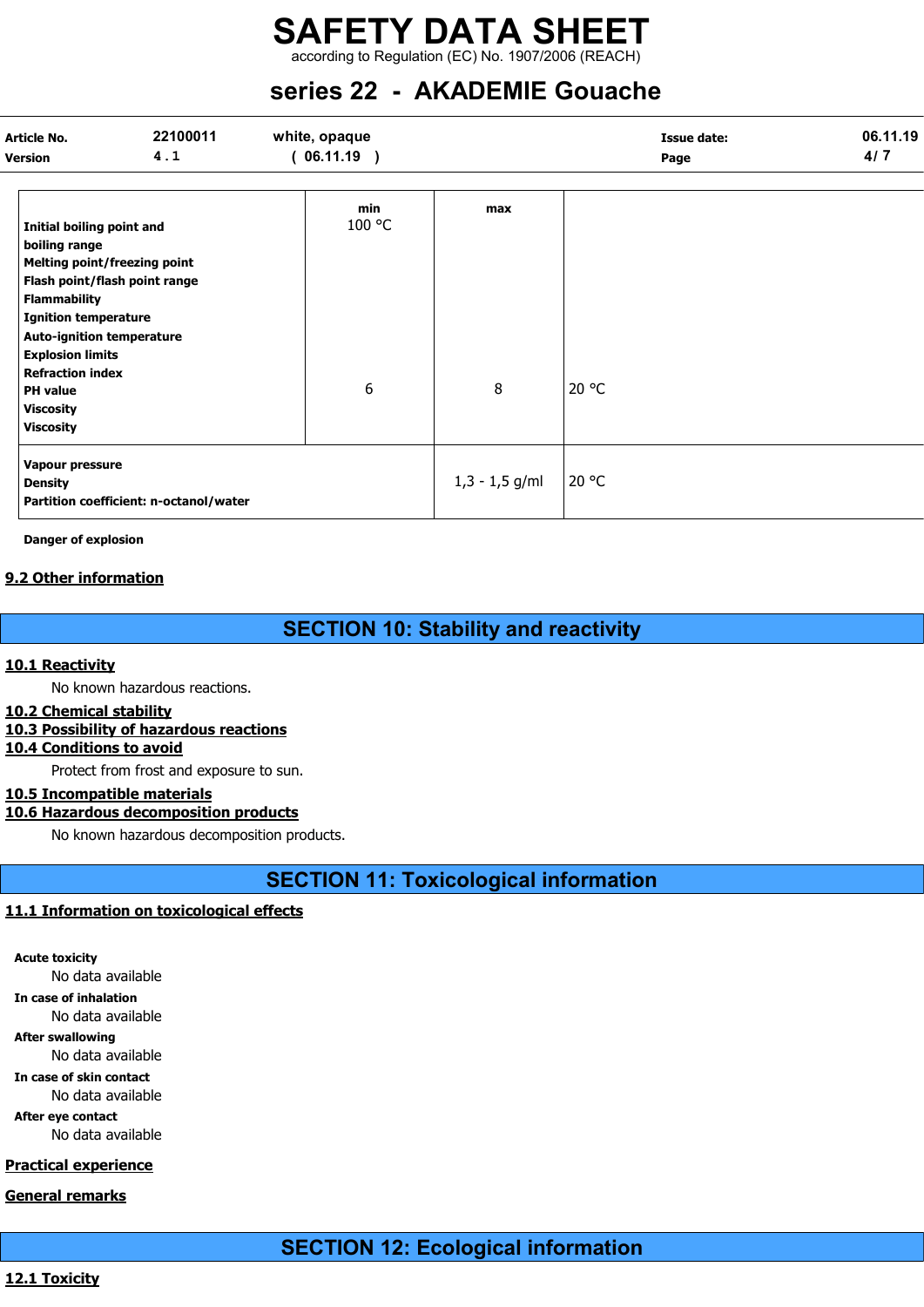| | min | max | |
|---|---|---|---|
| **Initial boiling point and boiling range** | 100 °C | | |
| **Melting point/freezing point** | | | |
| **Flash point/flash point range** | | | |
| **Flammability** | | | |
| **Ignition temperature** | | | |
| **Auto-ignition temperature** | | | |
| **Explosion limits** | | | |
| **Refraction index** | | | |
| **PH value** | 6 | 8 | 20 °C |
| **Viscosity** | | | |
| **Viscosity** | | | |
| **Vapour pressure** | | | |
| **Density** | | 1,3 - 1,5 g/ml | 20 °C |
| **Partition coefficient: n-octanol/water** | | | |

**Danger of explosion**

### 9.2 Other information

## SECTION 10: Stability and reactivity

### 10.1 Reactivity

No known hazardous reactions.

### 10.2 Chemical stability

### 10.3 Possibility of hazardous reactions

### 10.4 Conditions to avoid

Protect from frost and exposure to sun.

### 10.5 Incompatible materials

### 10.6 Hazardous decomposition products

No known hazardous decomposition products.

## SECTION 11: Toxicological information

### 11.1 Information on toxicological effects

**Acute toxicity**

No data available

**In case of inhalation**

No data available

**After swallowing**

No data available

**In case of skin contact**

No data available

**After eye contact**

No data available

### Practical experience

### General remarks

## SECTION 12: Ecological information

### 12.1 Toxicity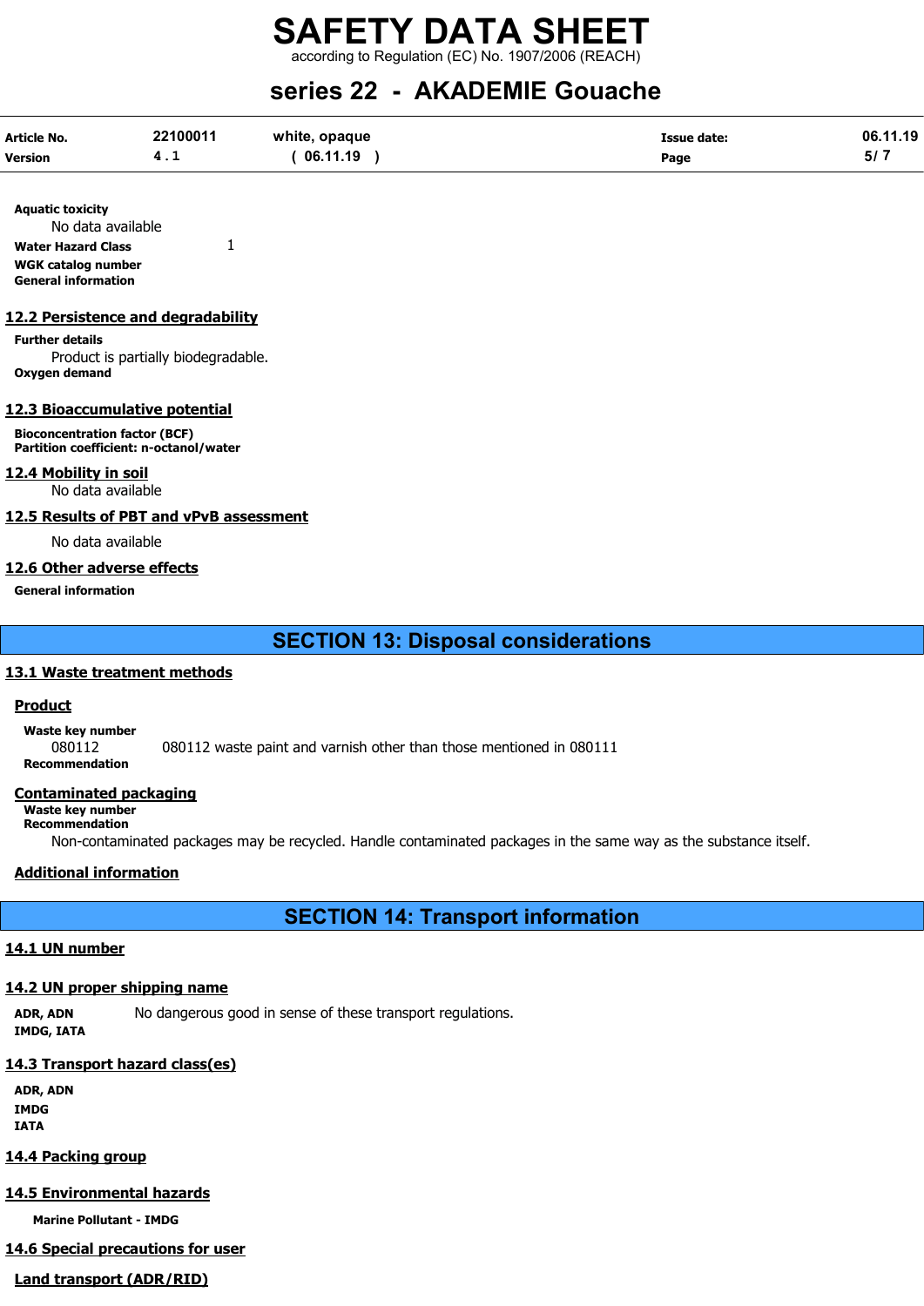**Aquatic toxicity**

No data available

**Water Hazard Class** 1

**WGK catalog number**

**General information**

### 12.2 Persistence and degradability

**Further details**

Product is partially biodegradable.

**Oxygen demand**

### 12.3 Bioaccumulative potential

**Bioconcentration factor (BCF)**

**Partition coefficient: n-octanol/water**

### 12.4 Mobility in soil

No data available

### 12.5 Results of PBT and vPvB assessment

No data available

### 12.6 Other adverse effects

**General information**

## SECTION 13: Disposal considerations

### 13.1 Waste treatment methods

**Product**

**Waste key number**

080112 080112 waste paint and varnish other than those mentioned in 080111

**Recommendation**

**Contaminated packaging**

**Waste key number**

**Recommendation**

Non-contaminated packages may be recycled. Handle contaminated packages in the same way as the substance itself.

**Additional information**

## SECTION 14: Transport information

### 14.1 UN number

### 14.2 UN proper shipping name

**ADR, ADN** No dangerous good in sense of these transport regulations.

**IMDG, IATA**

### 14.3 Transport hazard class(es)

**ADR, ADN**

**IMDG**

**IATA**

### 14.4 Packing group

### 14.5 Environmental hazards

**Marine Pollutant - IMDG**

### 14.6 Special precautions for user

**Land transport (ADR/RID)**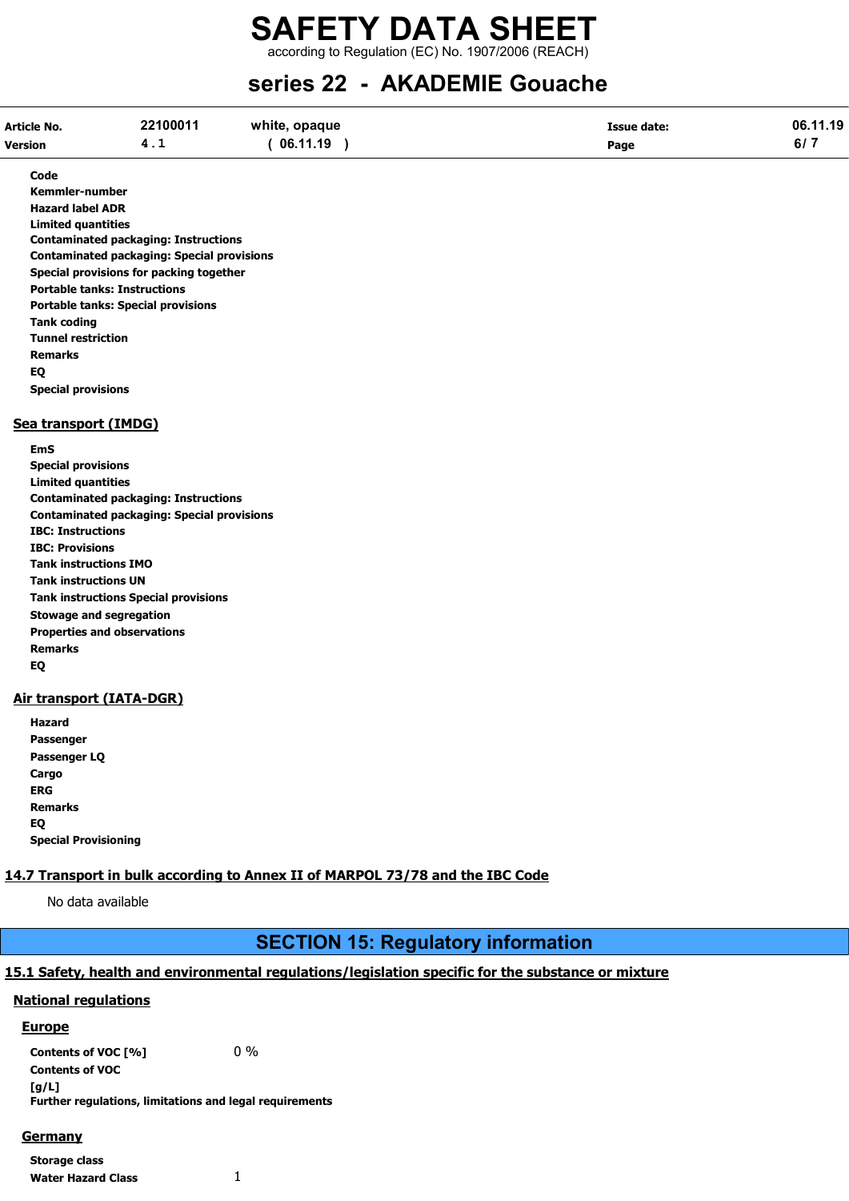**Code**
**Kemmler-number**
**Hazard label ADR**
**Limited quantities**
**Contaminated packaging: Instructions**
**Contaminated packaging: Special provisions**
**Special provisions for packing together**
**Portable tanks: Instructions**
**Portable tanks: Special provisions**
**Tank coding**
**Tunnel restriction**
**Remarks**
**EQ**
**Special provisions**

### Sea transport (IMDG)

**EmS**
**Special provisions**
**Limited quantities**
**Contaminated packaging: Instructions**
**Contaminated packaging: Special provisions**
**IBC: Instructions**
**IBC: Provisions**
**Tank instructions IMO**
**Tank instructions UN**
**Tank instructions Special provisions**
**Stowage and segregation**
**Properties and observations**
**Remarks**
**EQ**

### Air transport (IATA-DGR)

**Hazard**
**Passenger**
**Passenger LQ**
**Cargo**
**ERG**
**Remarks**
**EQ**
**Special Provisioning**

### 14.7 Transport in bulk according to Annex II of MARPOL 73/78 and the IBC Code

No data available

## SECTION 15: Regulatory information

### 15.1 Safety, health and environmental regulations/legislation specific for the substance or mixture

#### National regulations

#### Europe

**Contents of VOC [%]** 0 %
**Contents of VOC [g/L]**
**Further regulations, limitations and legal requirements**

#### Germany

**Storage class**
**Water Hazard Class** 1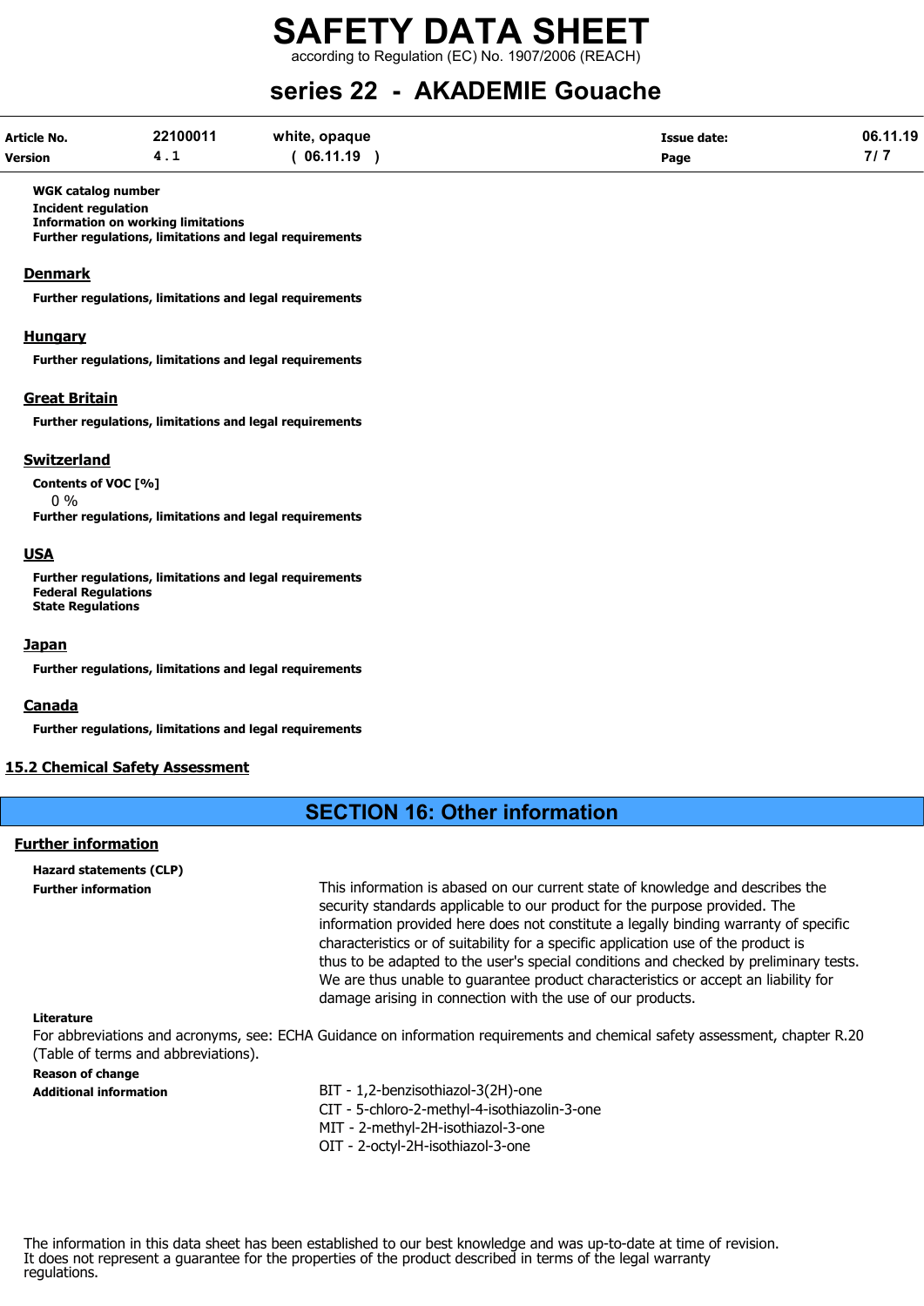**WGK catalog number**
**Incident regulation**
**Information on working limitations**
**Further regulations, limitations and legal requirements**

### Denmark

**Further regulations, limitations and legal requirements**

### Hungary

**Further regulations, limitations and legal requirements**

### Great Britain

**Further regulations, limitations and legal requirements**

### Switzerland

**Contents of VOC [%]**
0 %
**Further regulations, limitations and legal requirements**

### USA

**Further regulations, limitations and legal requirements**
**Federal Regulations**
**State Regulations**

### Japan

**Further regulations, limitations and legal requirements**

### Canada

**Further regulations, limitations and legal requirements**

## 15.2 Chemical Safety Assessment

# SECTION 16: Other information

## Further information

**Hazard statements (CLP)**

**Further information**

This information is abased on our current state of knowledge and describes the security standards applicable to our product for the purpose provided. The information provided here does not constitute a legally binding warranty of specific characteristics or of suitability for a specific application use of the product is thus to be adapted to the user's special conditions and checked by preliminary tests. We are thus unable to guarantee product characteristics or accept an liability for damage arising in connection with the use of our products.

**Literature**

For abbreviations and acronyms, see: ECHA Guidance on information requirements and chemical safety assessment, chapter R.20 (Table of terms and abbreviations).

**Reason of change**

**Additional information**

BIT - 1,2-benzisothiazol-3(2H)-one
CIT - 5-chloro-2-methyl-4-isothiazolin-3-one
MIT - 2-methyl-2H-isothiazol-3-one
OIT - 2-octyl-2H-isothiazol-3-one

The information in this data sheet has been established to our best knowledge and was up-to-date at time of revision.
It does not represent a guarantee for the properties of the product described in terms of the legal warranty regulations.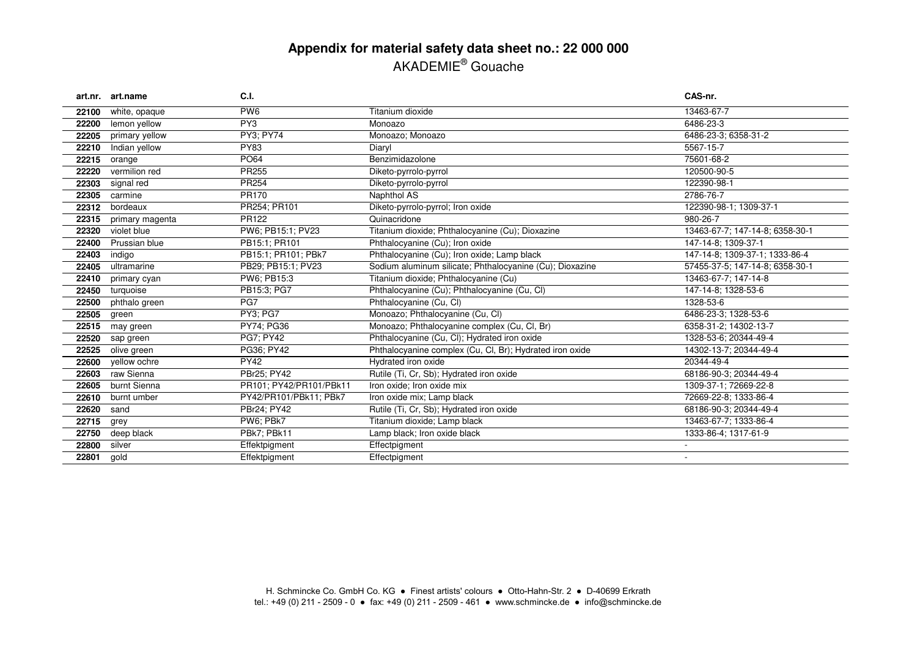# Appendix for material safety data sheet no.: 22 000 000

AKADEMIE® Gouache

| art.nr. | art.name | C.I. | | CAS-nr. |
|---|---|---|---|---|
| **22100** | white, opaque | PW6 | Titanium dioxide | 13463-67-7 |
| **22200** | lemon yellow | PY3 | Monoazo | 6486-23-3 |
| **22205** | primary yellow | PY3; PY74 | Monoazo; Monoazo | 6486-23-3; 6358-31-2 |
| **22210** | Indian yellow | PY83 | Diaryl | 5567-15-7 |
| **22215** | orange | PO64 | Benzimidazolone | 75601-68-2 |
| **22220** | vermilion red | PR255 | Diketo-pyrrolo-pyrrol | 120500-90-5 |
| **22303** | signal red | PR254 | Diketo-pyrrolo-pyrrol | 122390-98-1 |
| **22305** | carmine | PR170 | Naphthol AS | 2786-76-7 |
| **22312** | bordeaux | PR254; PR101 | Diketo-pyrrolo-pyrrol; Iron oxide | 122390-98-1; 1309-37-1 |
| **22315** | primary magenta | PR122 | Quinacridone | 980-26-7 |
| **22320** | violet blue | PW6; PB15:1; PV23 | Titanium dioxide; Phthalocyanine (Cu); Dioxazine | 13463-67-7; 147-14-8; 6358-30-1 |
| **22400** | Prussian blue | PB15:1; PR101 | Phthalocyanine (Cu); Iron oxide | 147-14-8; 1309-37-1 |
| **22403** | indigo | PB15:1; PR101; PBk7 | Phthalocyanine (Cu); Iron oxide; Lamp black | 147-14-8; 1309-37-1; 1333-86-4 |
| **22405** | ultramarine | PB29; PB15:1; PV23 | Sodium aluminum silicate; Phthalocyanine (Cu); Dioxazine | 57455-37-5; 147-14-8; 6358-30-1 |
| **22410** | primary cyan | PW6; PB15:3 | Titanium dioxide; Phthalocyanine (Cu) | 13463-67-7; 147-14-8 |
| **22450** | turquoise | PB15:3; PG7 | Phthalocyanine (Cu); Phthalocyanine (Cu, Cl) | 147-14-8; 1328-53-6 |
| **22500** | phthalo green | PG7 | Phthalocyanine (Cu, Cl) | 1328-53-6 |
| **22505** | green | PY3; PG7 | Monoazo; Phthalocyanine (Cu, Cl) | 6486-23-3; 1328-53-6 |
| **22515** | may green | PY74; PG36 | Monoazo; Phthalocyanine complex (Cu, Cl, Br) | 6358-31-2; 14302-13-7 |
| **22520** | sap green | PG7; PY42 | Phthalocyanine (Cu, Cl); Hydrated iron oxide | 1328-53-6; 20344-49-4 |
| **22525** | olive green | PG36; PY42 | Phthalocyanine complex (Cu, Cl, Br); Hydrated iron oxide | 14302-13-7; 20344-49-4 |
| **22600** | yellow ochre | PY42 | Hydrated iron oxide | 20344-49-4 |
| **22603** | raw Sienna | PBr25; PY42 | Rutile (Ti, Cr, Sb); Hydrated iron oxide | 68186-90-3; 20344-49-4 |
| **22605** | burnt Sienna | PR101; PY42/PR101/PBk11 | Iron oxide; Iron oxide mix | 1309-37-1; 72669-22-8 |
| **22610** | burnt umber | PY42/PR101/PBk11; PBk7 | Iron oxide mix; Lamp black | 72669-22-8; 1333-86-4 |
| **22620** | sand | PBr24; PY42 | Rutile (Ti, Cr, Sb); Hydrated iron oxide | 68186-90-3; 20344-49-4 |
| **22715** | grey | PW6; PBk7 | Titanium dioxide; Lamp black | 13463-67-7; 1333-86-4 |
| **22750** | deep black | PBk7; PBk11 | Lamp black; Iron oxide black | 1333-86-4; 1317-61-9 |
| **22800** | silver | Effektpigment | Effectpigment | - |
| **22801** | gold | Effektpigment | Effectpigment | - |

H. Schmincke Co. GmbH Co. KG ● Finest artists' colours ● Otto-Hahn-Str. 2 ● D-40699 Erkrath
tel.: +49 (0) 211 - 2509 - 0 ● fax: +49 (0) 211 - 2509 - 461 ● www.schmincke.de ● info@schmincke.de